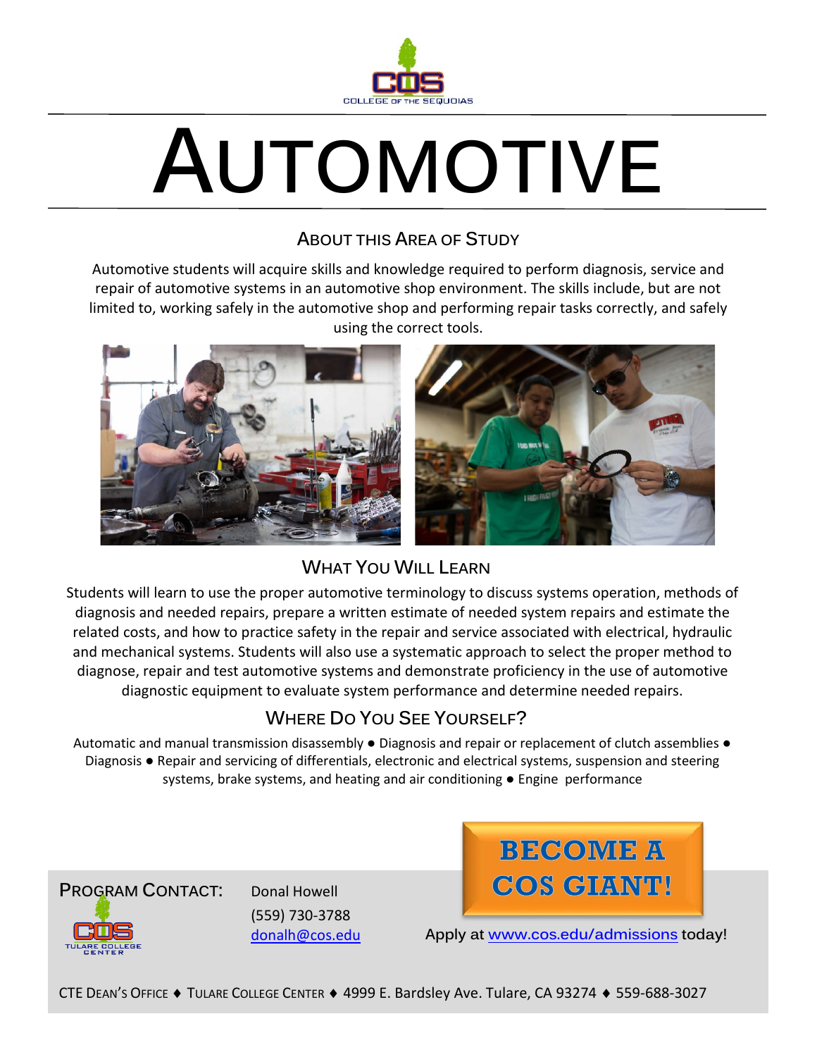COLLEGE OF THE SEQUOIAS

# AUTOMOTIVE

## ABOUT THIS AREA OF STUDY

Automotive students will acquire skills and knowledge required to perform diagnosis, service and repair of automotive systems in an automotive shop environment. The skills include, but are not limited to, working safely in the automotive shop and performing repair tasks correctly, and safely using the correct tools.

## WHAT YOU WILL LEARN

Students will learn to use the proper automotive terminology to discuss systems operation, methods of diagnosis and needed repairs, prepare a written estimate of needed system repairs and estimate the related costs, and how to practice safety in the repair and service associated with electrical, hydraulic and mechanical systems. Students will also use a systematic approach to select the proper method to diagnose, repair and test automotive systems and demonstrate proficiency in the use of automotive diagnostic equipment to evaluate system performance and determine needed repairs.

## WHERE DO YOU SEE YOURSELF?

Automatic and manual transmission disassembly ● Diagnosis and repair or replacement of clutch assemblies ● Diagnosis ● Repair and servicing of differentials, electronic and electrical systems, suspension and steering systems, brake systems, and heating and air conditioning ● Engine performance

**BECOME A COS GIANT!**

PROGRAM CONTACT: Donal Howell
(559) 730-3788
donalh@cos.edu

TULARE COLLEGE CENTER

Apply at www.cos.edu/admissions today!

CTE DEAN'S OFFICE ♦ TULARE COLLEGE CENTER ♦ 4999 E. Bardsley Ave. Tulare, CA 93274 ♦ 559-688-3027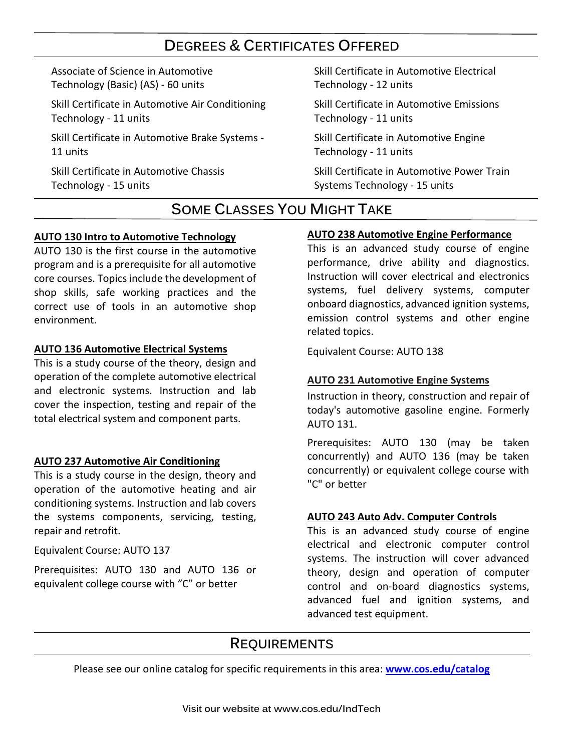## Degrees & Certificates Offered

Associate of Science in Automotive Technology (Basic) (AS) - 60 units

Skill Certificate in Automotive Air Conditioning Technology - 11 units

Skill Certificate in Automotive Brake Systems - 11 units

Skill Certificate in Automotive Chassis Technology - 15 units

Skill Certificate in Automotive Electrical Technology - 12 units

Skill Certificate in Automotive Emissions Technology - 11 units

Skill Certificate in Automotive Engine Technology - 11 units

Skill Certificate in Automotive Power Train Systems Technology - 15 units

## Some Classes You Might Take

**AUTO 130 Intro to Automotive Technology**

AUTO 130 is the first course in the automotive program and is a prerequisite for all automotive core courses. Topics include the development of shop skills, safe working practices and the correct use of tools in an automotive shop environment.

**AUTO 136 Automotive Electrical Systems**

This is a study course of the theory, design and operation of the complete automotive electrical and electronic systems. Instruction and lab cover the inspection, testing and repair of the total electrical system and component parts.

**AUTO 237 Automotive Air Conditioning**

This is a study course in the design, theory and operation of the automotive heating and air conditioning systems. Instruction and lab covers the systems components, servicing, testing, repair and retrofit.

Equivalent Course: AUTO 137

Prerequisites: AUTO 130 and AUTO 136 or equivalent college course with "C" or better

**AUTO 238 Automotive Engine Performance**

This is an advanced study course of engine performance, drive ability and diagnostics. Instruction will cover electrical and electronics systems, fuel delivery systems, computer onboard diagnostics, advanced ignition systems, emission control systems and other engine related topics.

Equivalent Course: AUTO 138

**AUTO 231 Automotive Engine Systems**

Instruction in theory, construction and repair of today's automotive gasoline engine. Formerly AUTO 131.

Prerequisites: AUTO 130 (may be taken concurrently) and AUTO 136 (may be taken concurrently) or equivalent college course with "C" or better

**AUTO 243 Auto Adv. Computer Controls**

This is an advanced study course of engine electrical and electronic computer control systems. The instruction will cover advanced theory, design and operation of computer control and on-board diagnostics systems, advanced fuel and ignition systems, and advanced test equipment.

## Requirements

Please see our online catalog for specific requirements in this area: **www.cos.edu/catalog**

Visit our website at www.cos.edu/IndTech